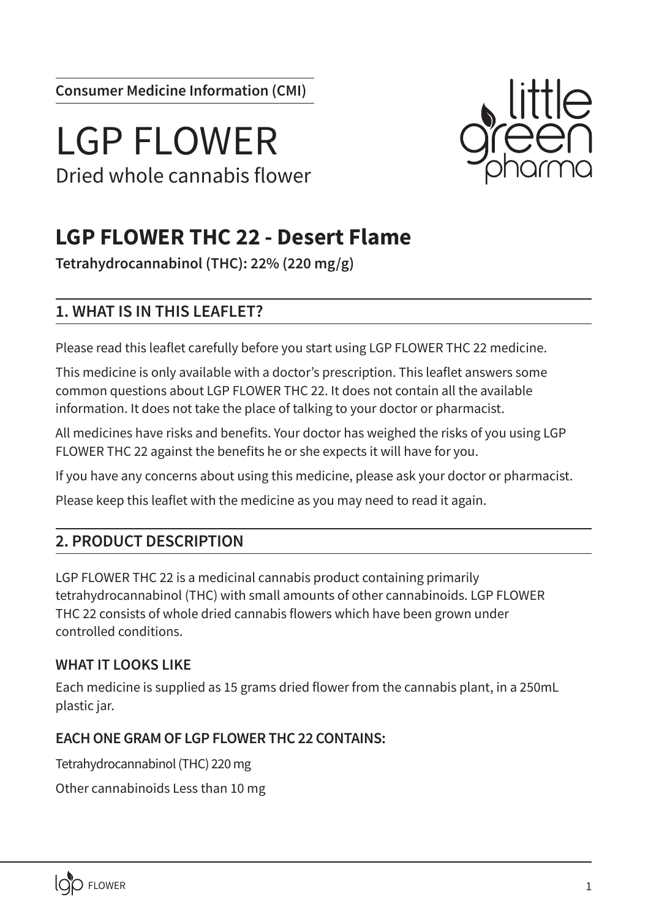**Consumer Medicine Information (CMI)**

# LGP FLOWER

Dried whole cannabis flower

## LGP FLOWER THC 22 - Desert Flame

**Tetrahydrocannabinol (THC): 22% (220 mg/g)**

### 1. WHAT IS IN THIS LEAFLET?

Please read this leaflet carefully before you start using LGP FLOWER THC 22 medicine.

This medicine is only available with a doctor's prescription. This leaflet answers some common questions about LGP FLOWER THC 22. It does not contain all the available information. It does not take the place of talking to your doctor or pharmacist.

All medicines have risks and benefits. Your doctor has weighed the risks of you using LGP FLOWER THC 22 against the benefits he or she expects it will have for you.

If you have any concerns about using this medicine, please ask your doctor or pharmacist.

Please keep this leaflet with the medicine as you may need to read it again.

### 2. PRODUCT DESCRIPTION

LGP FLOWER THC 22 is a medicinal cannabis product containing primarily tetrahydrocannabinol (THC) with small amounts of other cannabinoids. LGP FLOWER THC 22 consists of whole dried cannabis flowers which have been grown under controlled conditions.

#### WHAT IT LOOKS LIKE

Each medicine is supplied as 15 grams dried flower from the cannabis plant, in a 250mL plastic jar.

#### EACH ONE GRAM OF LGP FLOWER THC 22 CONTAINS:

Tetrahydrocannabinol (THC) 220 mg

Other cannabinoids Less than 10 mg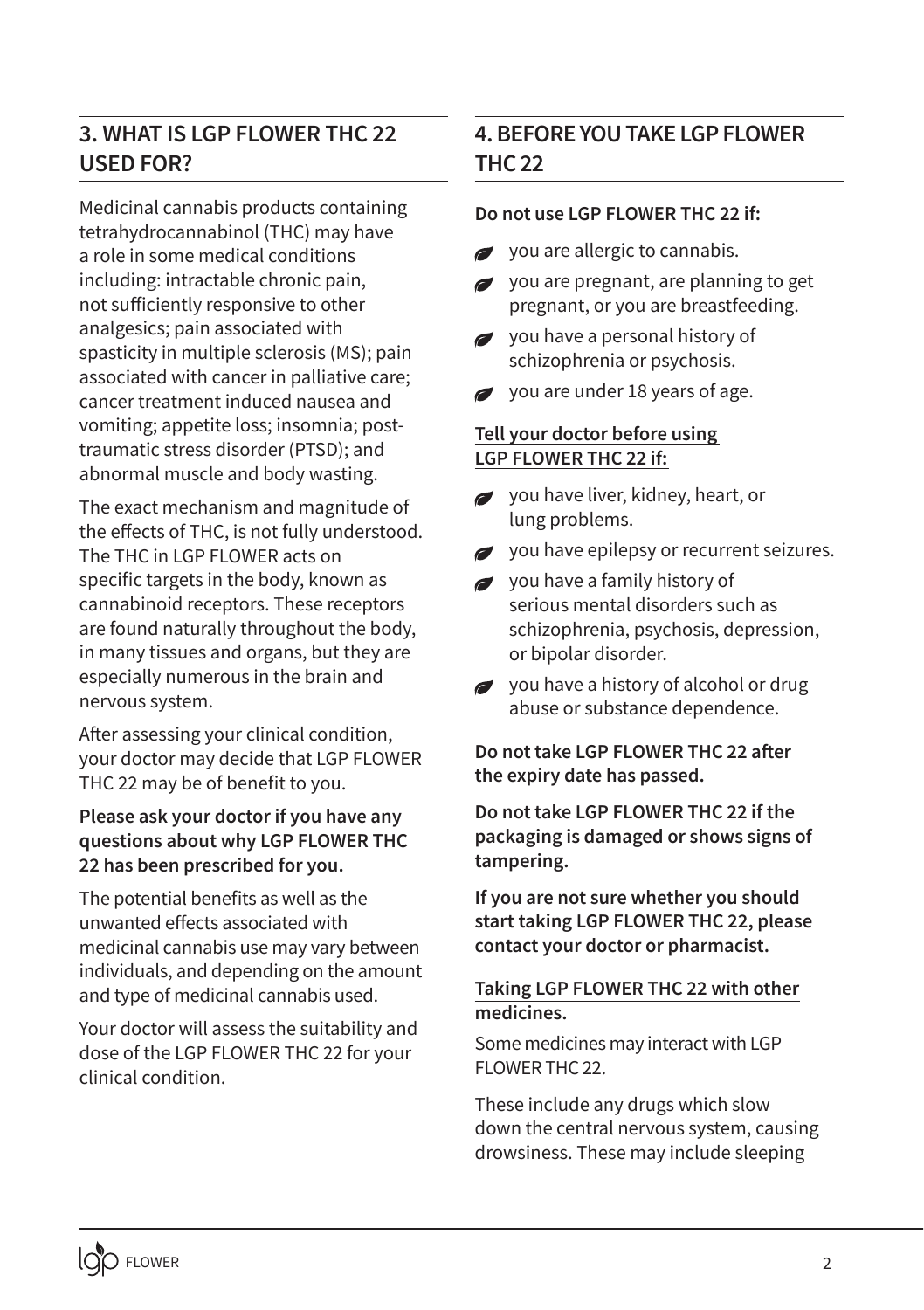## 3. WHAT IS LGP FLOWER THC 22 USED FOR?

Medicinal cannabis products containing tetrahydrocannabinol (THC) may have a role in some medical conditions including: intractable chronic pain, not sufficiently responsive to other analgesics; pain associated with spasticity in multiple sclerosis (MS); pain associated with cancer in palliative care; cancer treatment induced nausea and vomiting; appetite loss; insomnia; post-traumatic stress disorder (PTSD); and abnormal muscle and body wasting.

The exact mechanism and magnitude of the effects of THC, is not fully understood. The THC in LGP FLOWER acts on specific targets in the body, known as cannabinoid receptors. These receptors are found naturally throughout the body, in many tissues and organs, but they are especially numerous in the brain and nervous system.

After assessing your clinical condition, your doctor may decide that LGP FLOWER THC 22 may be of benefit to you.

**Please ask your doctor if you have any questions about why LGP FLOWER THC 22 has been prescribed for you.**

The potential benefits as well as the unwanted effects associated with medicinal cannabis use may vary between individuals, and depending on the amount and type of medicinal cannabis used.

Your doctor will assess the suitability and dose of the LGP FLOWER THC 22 for your clinical condition.

## 4. BEFORE YOU TAKE LGP FLOWER THC 22

**Do not use LGP FLOWER THC 22 if:**

- you are allergic to cannabis.
- you are pregnant, are planning to get pregnant, or you are breastfeeding.
- you have a personal history of schizophrenia or psychosis.
- you are under 18 years of age.

**Tell your doctor before using LGP FLOWER THC 22 if:**

- you have liver, kidney, heart, or lung problems.
- you have epilepsy or recurrent seizures.
- you have a family history of serious mental disorders such as schizophrenia, psychosis, depression, or bipolar disorder.
- you have a history of alcohol or drug abuse or substance dependence.

**Do not take LGP FLOWER THC 22 after the expiry date has passed.**

**Do not take LGP FLOWER THC 22 if the packaging is damaged or shows signs of tampering.**

**If you are not sure whether you should start taking LGP FLOWER THC 22, please contact your doctor or pharmacist.**

**Taking LGP FLOWER THC 22 with other medicines.**

Some medicines may interact with LGP FLOWER THC 22.

These include any drugs which slow down the central nervous system, causing drowsiness. These may include sleeping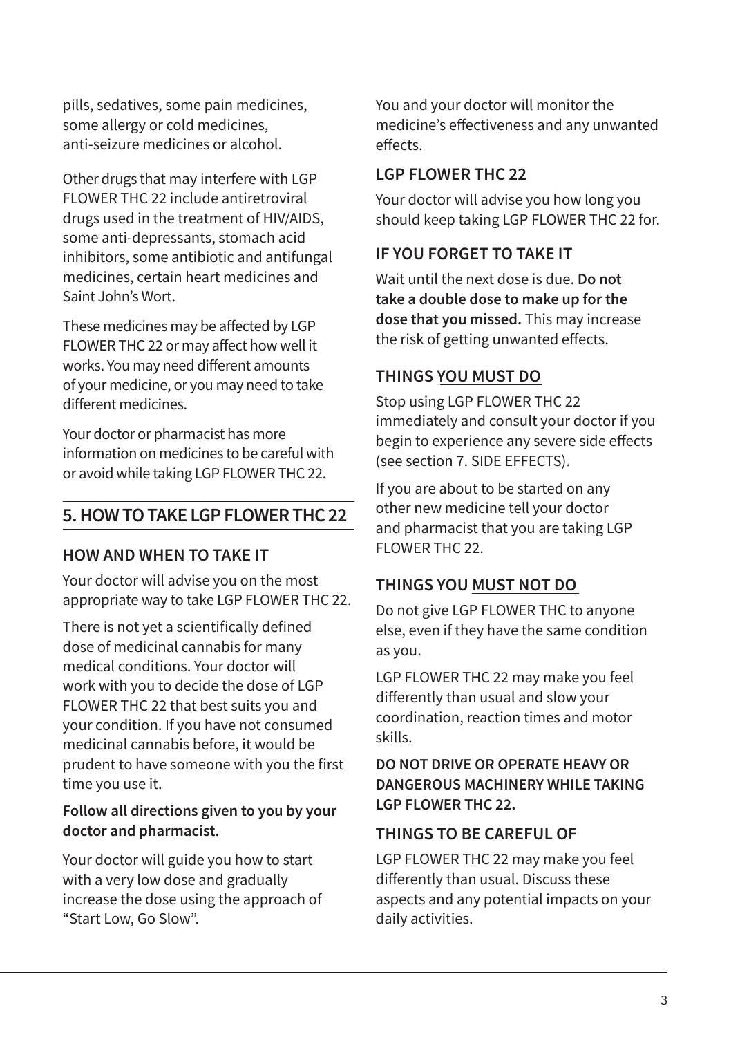pills, sedatives, some pain medicines, some allergy or cold medicines, anti-seizure medicines or alcohol.

Other drugs that may interfere with LGP FLOWER THC 22 include antiretroviral drugs used in the treatment of HIV/AIDS, some anti-depressants, stomach acid inhibitors, some antibiotic and antifungal medicines, certain heart medicines and Saint John's Wort.

These medicines may be affected by LGP FLOWER THC 22 or may affect how well it works. You may need different amounts of your medicine, or you may need to take different medicines.

Your doctor or pharmacist has more information on medicines to be careful with or avoid while taking LGP FLOWER THC 22.

## 5. HOW TO TAKE LGP FLOWER THC 22

### HOW AND WHEN TO TAKE IT

Your doctor will advise you on the most appropriate way to take LGP FLOWER THC 22.

There is not yet a scientifically defined dose of medicinal cannabis for many medical conditions. Your doctor will work with you to decide the dose of LGP FLOWER THC 22 that best suits you and your condition. If you have not consumed medicinal cannabis before, it would be prudent to have someone with you the first time you use it.

**Follow all directions given to you by your doctor and pharmacist.**

Your doctor will guide you how to start with a very low dose and gradually increase the dose using the approach of "Start Low, Go Slow".

You and your doctor will monitor the medicine's effectiveness and any unwanted effects.

### LGP FLOWER THC 22

Your doctor will advise you how long you should keep taking LGP FLOWER THC 22 for.

### IF YOU FORGET TO TAKE IT

Wait until the next dose is due. **Do not take a double dose to make up for the dose that you missed.** This may increase the risk of getting unwanted effects.

### THINGS YOU MUST DO

Stop using LGP FLOWER THC 22 immediately and consult your doctor if you begin to experience any severe side effects (see section 7. SIDE EFFECTS).

If you are about to be started on any other new medicine tell your doctor and pharmacist that you are taking LGP FLOWER THC 22.

### THINGS YOU MUST NOT DO

Do not give LGP FLOWER THC to anyone else, even if they have the same condition as you.

LGP FLOWER THC 22 may make you feel differently than usual and slow your coordination, reaction times and motor skills.

**DO NOT DRIVE OR OPERATE HEAVY OR DANGEROUS MACHINERY WHILE TAKING LGP FLOWER THC 22.**

### THINGS TO BE CAREFUL OF

LGP FLOWER THC 22 may make you feel differently than usual. Discuss these aspects and any potential impacts on your daily activities.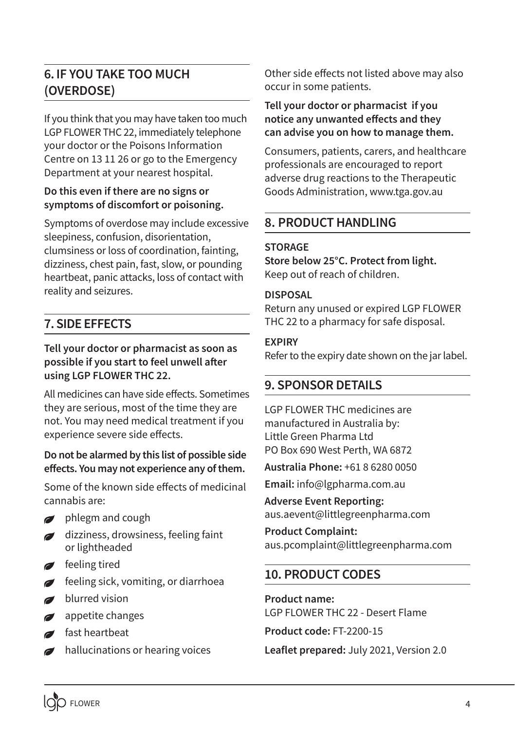## 6. IF YOU TAKE TOO MUCH (OVERDOSE)

If you think that you may have taken too much LGP FLOWER THC 22, immediately telephone your doctor or the Poisons Information Centre on 13 11 26 or go to the Emergency Department at your nearest hospital.

**Do this even if there are no signs or symptoms of discomfort or poisoning.**

Symptoms of overdose may include excessive sleepiness, confusion, disorientation, clumsiness or loss of coordination, fainting, dizziness, chest pain, fast, slow, or pounding heartbeat, panic attacks, loss of contact with reality and seizures.

## 7. SIDE EFFECTS

**Tell your doctor or pharmacist as soon as possible if you start to feel unwell after using LGP FLOWER THC 22.**

All medicines can have side effects. Sometimes they are serious, most of the time they are not. You may need medical treatment if you experience severe side effects.

**Do not be alarmed by this list of possible side effects. You may not experience any of them.**

Some of the known side effects of medicinal cannabis are:

- phlegm and cough
- dizziness, drowsiness, feeling faint or lightheaded
- feeling tired
- feeling sick, vomiting, or diarrhoea
- blurred vision
- appetite changes
- fast heartbeat
- hallucinations or hearing voices

Other side effects not listed above may also occur in some patients.

**Tell your doctor or pharmacist if you notice any unwanted effects and they can advise you on how to manage them.**

Consumers, patients, carers, and healthcare professionals are encouraged to report adverse drug reactions to the Therapeutic Goods Administration, www.tga.gov.au

## 8. PRODUCT HANDLING

**STORAGE**

**Store below 25°C. Protect from light.**
Keep out of reach of children.

**DISPOSAL**

Return any unused or expired LGP FLOWER THC 22 to a pharmacy for safe disposal.

**EXPIRY**

Refer to the expiry date shown on the jar label.

## 9. SPONSOR DETAILS

LGP FLOWER THC medicines are manufactured in Australia by:
Little Green Pharma Ltd
PO Box 690 West Perth, WA 6872

**Australia Phone:** +61 8 6280 0050

**Email:** info@lgpharma.com.au

**Adverse Event Reporting:**
aus.aevent@littlegreenpharma.com

**Product Complaint:**
aus.pcomplaint@littlegreenpharma.com

## 10. PRODUCT CODES

**Product name:**
LGP FLOWER THC 22 - Desert Flame

**Product code:** FT-2200-15

**Leaflet prepared:** July 2021, Version 2.0